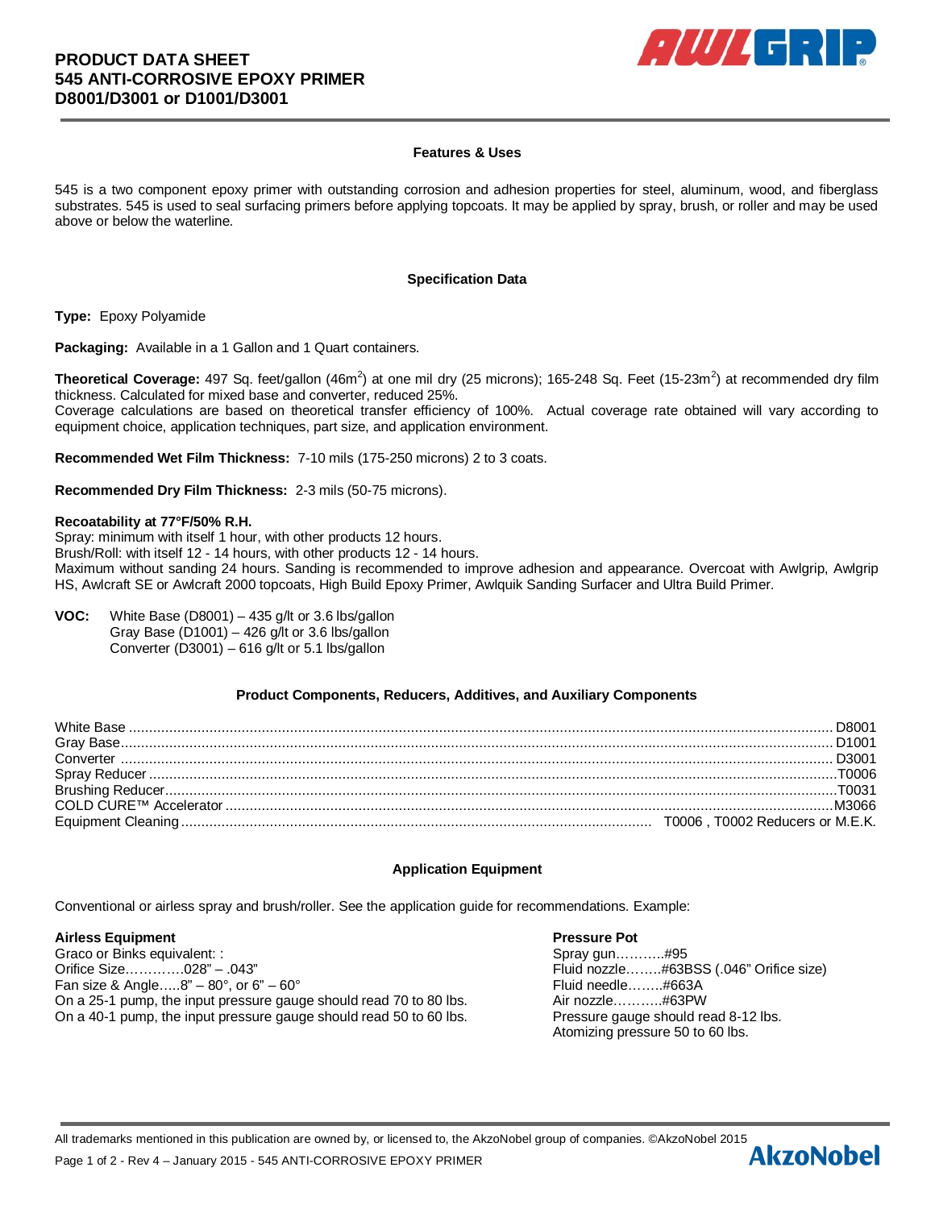# PRODUCT DATA SHEET
# 545 ANTI-CORROSIVE EPOXY PRIMER
# D8001/D3001 or D1001/D3001

## Features & Uses

545 is a two component epoxy primer with outstanding corrosion and adhesion properties for steel, aluminum, wood, and fiberglass substrates. 545 is used to seal surfacing primers before applying topcoats. It may be applied by spray, brush, or roller and may be used above or below the waterline.

## Specification Data

**Type:** Epoxy Polyamide

**Packaging:** Available in a 1 Gallon and 1 Quart containers.

**Theoretical Coverage:** 497 Sq. feet/gallon (46m$^2$) at one mil dry (25 microns); 165-248 Sq. Feet (15-23m$^2$) at recommended dry film thickness. Calculated for mixed base and converter, reduced 25%.
Coverage calculations are based on theoretical transfer efficiency of 100%. Actual coverage rate obtained will vary according to equipment choice, application techniques, part size, and application environment.

**Recommended Wet Film Thickness:** 7-10 mils (175-250 microns) 2 to 3 coats.

**Recommended Dry Film Thickness:** 2-3 mils (50-75 microns).

**Recoatability at 77°F/50% R.H.**
Spray: minimum with itself 1 hour, with other products 12 hours.
Brush/Roll: with itself 12 - 14 hours, with other products 12 - 14 hours.
Maximum without sanding 24 hours. Sanding is recommended to improve adhesion and appearance. Overcoat with Awlgrip, Awlgrip HS, Awlcraft SE or Awlcraft 2000 topcoats, High Build Epoxy Primer, Awlquik Sanding Surfacer and Ultra Build Primer.

**VOC:** White Base (D8001) – 435 g/lt or 3.6 lbs/gallon
Gray Base (D1001) – 426 g/lt or 3.6 lbs/gallon
Converter (D3001) – 616 g/lt or 5.1 lbs/gallon

## Product Components, Reducers, Additives, and Auxiliary Components

| Component | Code |
|---|---|
| White Base | D8001 |
| Gray Base | D1001 |
| Converter | D3001 |
| Spray Reducer | T0006 |
| Brushing Reducer | T0031 |
| COLD CURE™ Accelerator | M3066 |
| Equipment Cleaning | T0006 , T0002 Reducers or M.E.K. |

## Application Equipment

Conventional or airless spray and brush/roller. See the application guide for recommendations. Example:

**Airless Equipment**
Graco or Binks equivalent: :
Orifice Size………….028” – .043”
Fan size & Angle…..8” – 80°, or 6” – 60°
On a 25-1 pump, the input pressure gauge should read 70 to 80 lbs.
On a 40-1 pump, the input pressure gauge should read 50 to 60 lbs.

**Pressure Pot**
Spray gun………..#95
Fluid nozzle……..#63BSS (.046” Orifice size)
Fluid needle……..#663A
Air nozzle………..#63PW
Pressure gauge should read 8-12 lbs.
Atomizing pressure 50 to 60 lbs.

All trademarks mentioned in this publication are owned by, or licensed to, the AkzoNobel group of companies. ©AkzoNobel 2015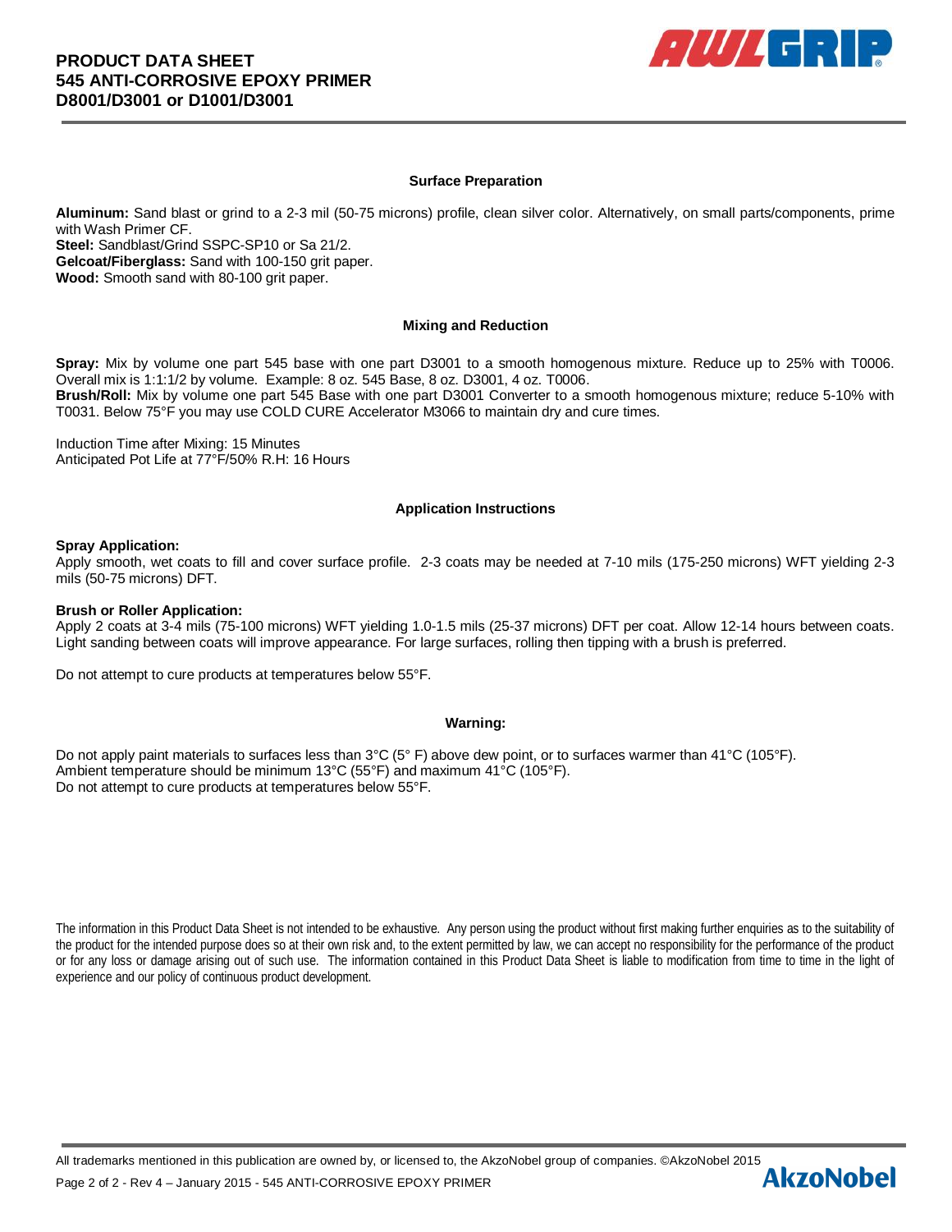### Surface Preparation

**Aluminum:** Sand blast or grind to a 2-3 mil (50-75 microns) profile, clean silver color. Alternatively, on small parts/components, prime with Wash Primer CF.
**Steel:** Sandblast/Grind SSPC-SP10 or Sa 21/2.
**Gelcoat/Fiberglass:** Sand with 100-150 grit paper.
**Wood:** Smooth sand with 80-100 grit paper.

### Mixing and Reduction

**Spray:** Mix by volume one part 545 base with one part D3001 to a smooth homogenous mixture. Reduce up to 25% with T0006. Overall mix is 1:1:1/2 by volume. Example: 8 oz. 545 Base, 8 oz. D3001, 4 oz. T0006.
**Brush/Roll:** Mix by volume one part 545 Base with one part D3001 Converter to a smooth homogenous mixture; reduce 5-10% with T0031. Below 75°F you may use COLD CURE Accelerator M3066 to maintain dry and cure times.

Induction Time after Mixing: 15 Minutes
Anticipated Pot Life at 77°F/50% R.H: 16 Hours

### Application Instructions

**Spray Application:**
Apply smooth, wet coats to fill and cover surface profile. 2-3 coats may be needed at 7-10 mils (175-250 microns) WFT yielding 2-3 mils (50-75 microns) DFT.

**Brush or Roller Application:**
Apply 2 coats at 3-4 mils (75-100 microns) WFT yielding 1.0-1.5 mils (25-37 microns) DFT per coat. Allow 12-14 hours between coats. Light sanding between coats will improve appearance. For large surfaces, rolling then tipping with a brush is preferred.

Do not attempt to cure products at temperatures below 55°F.

### Warning:

Do not apply paint materials to surfaces less than 3°C (5° F) above dew point, or to surfaces warmer than 41°C (105°F).
Ambient temperature should be minimum 13°C (55°F) and maximum 41°C (105°F).
Do not attempt to cure products at temperatures below 55°F.

The information in this Product Data Sheet is not intended to be exhaustive. Any person using the product without first making further enquiries as to the suitability of the product for the intended purpose does so at their own risk and, to the extent permitted by law, we can accept no responsibility for the performance of the product or for any loss or damage arising out of such use. The information contained in this Product Data Sheet is liable to modification from time to time in the light of experience and our policy of continuous product development.

All trademarks mentioned in this publication are owned by, or licensed to, the AkzoNobel group of companies. ©AkzoNobel 2015